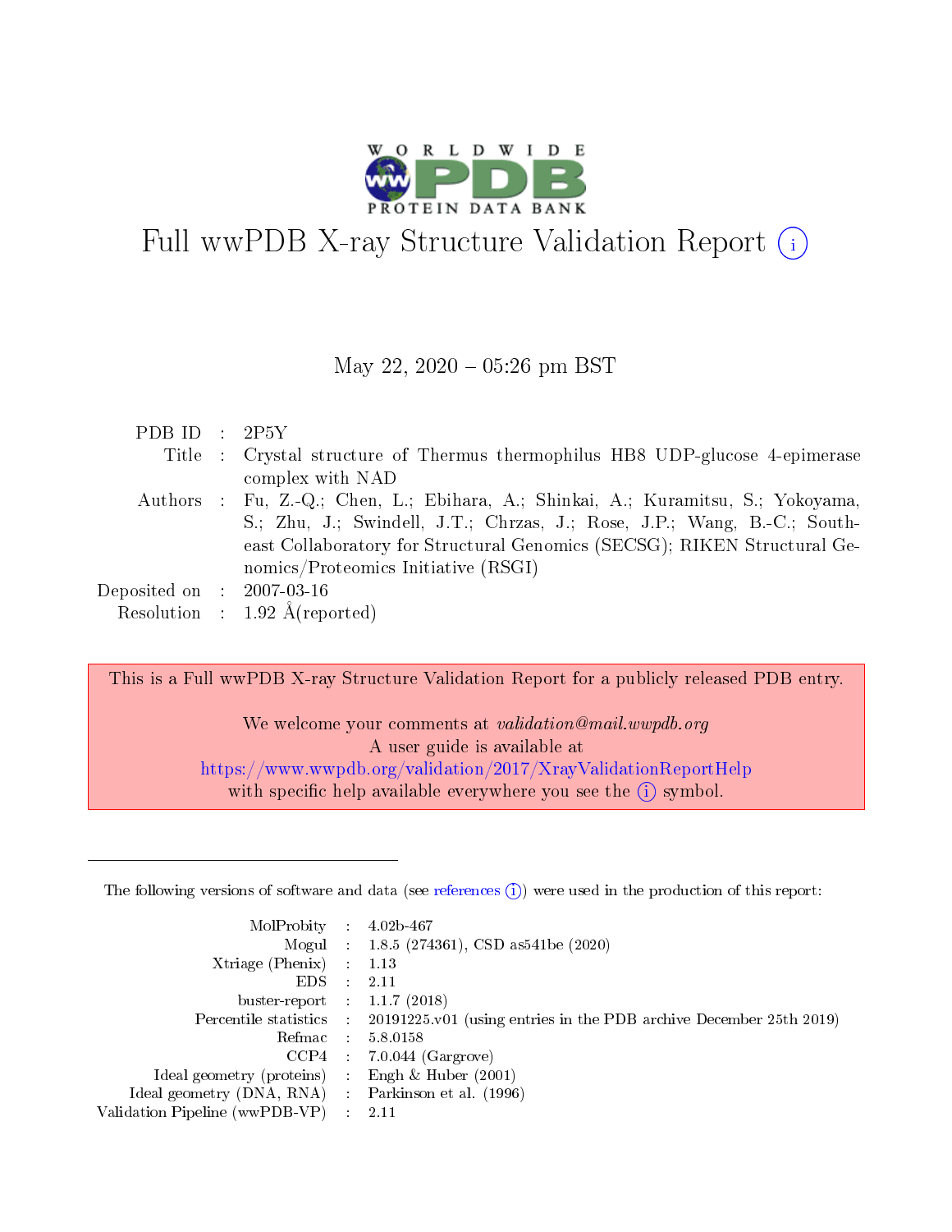# Full wwPDB X-ray Structure Validation Report (i)

May 22, 2020 – 05:26 pm BST

| | | |
|---|---|---|
| PDB ID | : | 2P5Y |
| Title | : | Crystal structure of Thermus thermophilus HB8 UDP-glucose 4-epimerase complex with NAD |
| Authors | : | Fu, Z.-Q.; Chen, L.; Ebihara, A.; Shinkai, A.; Kuramitsu, S.; Yokoyama, S.; Zhu, J.; Swindell, J.T.; Chrzas, J.; Rose, J.P.; Wang, B.-C.; Southeast Collaboratory for Structural Genomics (SECSG); RIKEN Structural Genomics/Proteomics Initiative (RSGI) |
| Deposited on | : | 2007-03-16 |
| Resolution | : | 1.92 Å(reported) |

This is a Full wwPDB X-ray Structure Validation Report for a publicly released PDB entry.

We welcome your comments at *validation@mail.wwpdb.org*
A user guide is available at
https://www.wwpdb.org/validation/2017/XrayValidationReportHelp
with specific help available everywhere you see the (i) symbol.

---

The following versions of software and data (see references (i)) were used in the production of this report:

| | | |
|---|---|---|
| MolProbity | : | 4.02b-467 |
| Mogul | : | 1.8.5 (274361), CSD as541be (2020) |
| Xtriage (Phenix) | : | 1.13 |
| EDS | : | 2.11 |
| buster-report | : | 1.1.7 (2018) |
| Percentile statistics | : | 20191225.v01 (using entries in the PDB archive December 25th 2019) |
| Refmac | : | 5.8.0158 |
| CCP4 | : | 7.0.044 (Gargrove) |
| Ideal geometry (proteins) | : | Engh & Huber (2001) |
| Ideal geometry (DNA, RNA) | : | Parkinson et al. (1996) |
| Validation Pipeline (wwPDB-VP) | : | 2.11 |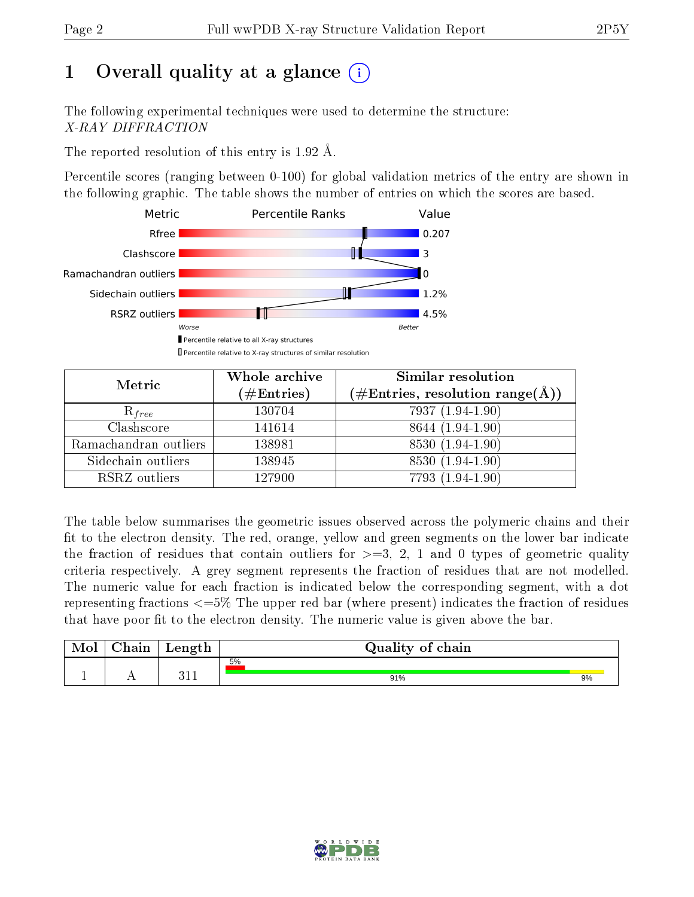# 1 Overall quality at a glance (i)

The following experimental techniques were used to determine the structure:
*X-RAY DIFFRACTION*

The reported resolution of this entry is 1.92 Å.

Percentile scores (ranging between 0-100) for global validation metrics of the entry are shown in the following graphic. The table shows the number of entries on which the scores are based.

| Metric | Value |
|---|---|
| Rfree | 0.207 |
| Clashscore | 3 |
| Ramachandran outliers | 0 |
| Sidechain outliers | 1.2% |
| RSRZ outliers | 4.5% |

Worse — Better

■ Percentile relative to all X-ray structures
□ Percentile relative to X-ray structures of similar resolution

| Metric | Whole archive (#Entries) | Similar resolution (#Entries, resolution range(Å)) |
|---|---|---|
| $R_{free}$ | 130704 | 7937 (1.94-1.90) |
| Clashscore | 141614 | 8644 (1.94-1.90) |
| Ramachandran outliers | 138981 | 8530 (1.94-1.90) |
| Sidechain outliers | 138945 | 8530 (1.94-1.90) |
| RSRZ outliers | 127900 | 7793 (1.94-1.90) |

The table below summarises the geometric issues observed across the polymeric chains and their fit to the electron density. The red, orange, yellow and green segments on the lower bar indicate the fraction of residues that contain outliers for >=3, 2, 1 and 0 types of geometric quality criteria respectively. A grey segment represents the fraction of residues that are not modelled. The numeric value for each fraction is indicated below the corresponding segment, with a dot representing fractions <=5% The upper red bar (where present) indicates the fraction of residues that have poor fit to the electron density. The numeric value is given above the bar.

| Mol | Chain | Length | Quality of chain |
|---|---|---|---|
| 1 | A | 311 | 5% (poor fit); 91% green, 9% yellow |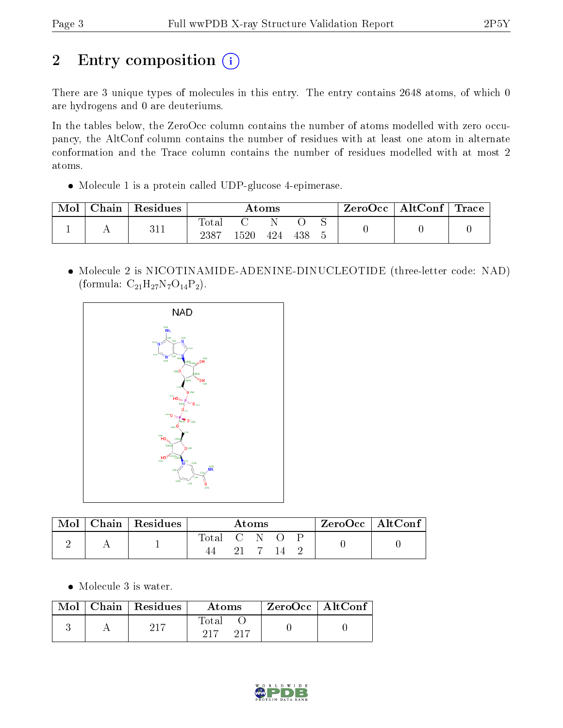# 2 Entry composition

There are 3 unique types of molecules in this entry. The entry contains 2648 atoms, of which 0 are hydrogens and 0 are deuteriums.

In the tables below, the ZeroOcc column contains the number of atoms modelled with zero occupancy, the AltConf column contains the number of residues with at least one atom in alternate conformation and the Trace column contains the number of residues modelled with at most 2 atoms.

- Molecule 1 is a protein called UDP-glucose 4-epimerase.

| Mol | Chain | Residues | Atoms | | | | | ZeroOcc | AltConf | Trace |
|---|---|---|---|---|---|---|---|---|---|---|
| 1 | A | 311 | Total 2387 | C 1520 | N 424 | O 438 | S 5 | 0 | 0 | 0 |

- Molecule 2 is NICOTINAMIDE-ADENINE-DINUCLEOTIDE (three-letter code: NAD) (formula: $C_{21}H_{27}N_7O_{14}P_2$).

| Mol | Chain | Residues | Atoms | | | | | ZeroOcc | AltConf |
|---|---|---|---|---|---|---|---|---|---|
| 2 | A | 1 | Total 44 | C 21 | N 7 | O 14 | P 2 | 0 | 0 |

- Molecule 3 is water.

| Mol | Chain | Residues | Atoms | | ZeroOcc | AltConf |
|---|---|---|---|---|---|---|
| 3 | A | 217 | Total 217 | O 217 | 0 | 0 |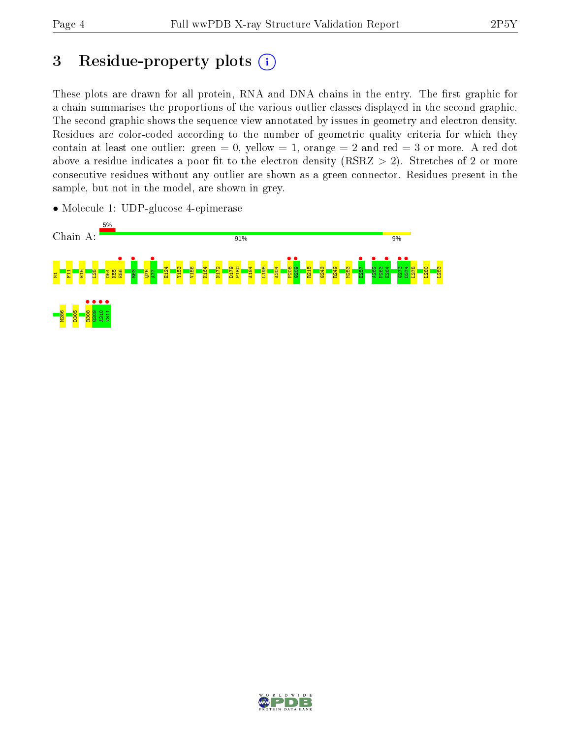# 3 Residue-property plots

These plots are drawn for all protein, RNA and DNA chains in the entry. The first graphic for a chain summarises the proportions of the various outlier classes displayed in the second graphic. The second graphic shows the sequence view annotated by issues in geometry and electron density. Residues are color-coded according to the number of geometric quality criteria for which they contain at least one outlier: green = 0, yellow = 1, orange = 2 and red = 3 or more. A red dot above a residue indicates a poor fit to the electron density (RSRZ > 2). Stretches of 2 or more consecutive residues without any outlier are shown as a green connector. Residues present in the sample, but not in the model, are shown in grey.

- Molecule 1: UDP-glucose 4-epimerase

Chain A: 5% | 91% | 9%

M1 F11 H15 L25 D54 K55 E56 R63 Q76 A77 E124 Y153 V156 K164 N172 D179 P180 A184 L198 A204 P208 G209 R215 G243 R249 M253 E257 A262 P263 E264 G273 D274 L275 L280 L283 M286 D305 R308 G309 A310 V311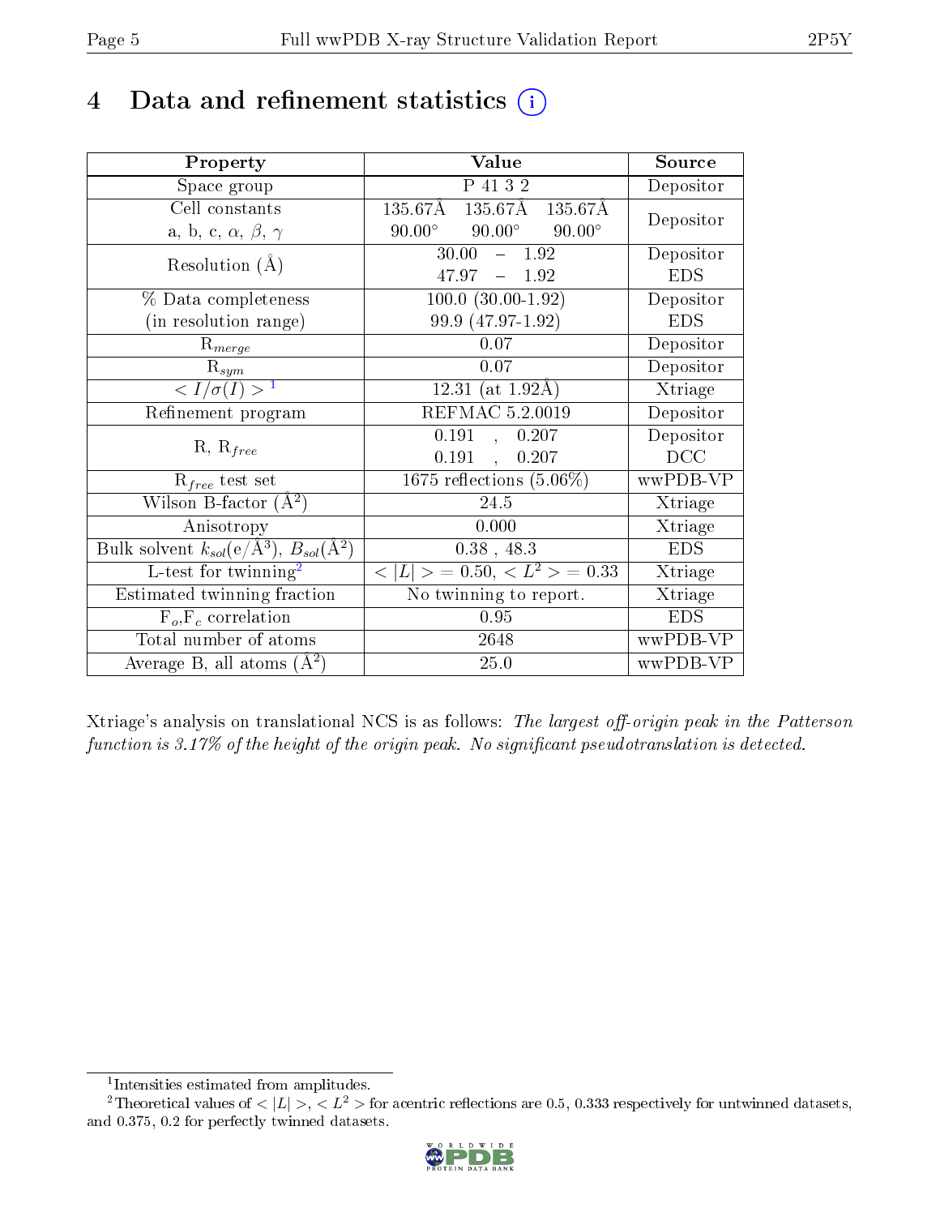# 4 Data and refinement statistics

| Property | Value | Source |
|---|---|---|
| Space group | P 41 3 2 | Depositor |
| Cell constants<br>a, b, c, $\alpha$, $\beta$, $\gamma$ | 135.67Å 135.67Å 135.67Å<br>90.00° 90.00° 90.00° | Depositor |
| Resolution (Å) | 30.00 – 1.92<br>47.97 – 1.92 | Depositor<br>EDS |
| % Data completeness<br>(in resolution range) | 100.0 (30.00-1.92)<br>99.9 (47.97-1.92) | Depositor<br>EDS |
| $R_{merge}$ | 0.07 | Depositor |
| $R_{sym}$ | 0.07 | Depositor |
| $< I/\sigma(I) >$ [1] | 12.31 (at 1.92Å) | Xtriage |
| Refinement program | REFMAC 5.2.0019 | Depositor |
| R, $R_{free}$ | 0.191 , 0.207<br>0.191 , 0.207 | Depositor<br>DCC |
| $R_{free}$ test set | 1675 reflections (5.06%) | wwPDB-VP |
| Wilson B-factor (Å$^2$) | 24.5 | Xtriage |
| Anisotropy | 0.000 | Xtriage |
| Bulk solvent $k_{sol}$(e/Å$^3$), $B_{sol}$(Å$^2$) | 0.38 , 48.3 | EDS |
| L-test for twinning[2] | $< \|L\| > = 0.50$, $< L^2 > = 0.33$ | Xtriage |
| Estimated twinning fraction | No twinning to report. | Xtriage |
| $F_o$,$F_c$ correlation | 0.95 | EDS |
| Total number of atoms | 2648 | wwPDB-VP |
| Average B, all atoms (Å$^2$) | 25.0 | wwPDB-VP |

Xtriage's analysis on translational NCS is as follows: *The largest off-origin peak in the Patterson function is 3.17% of the height of the origin peak. No significant pseudotranslation is detected.*

[1] Intensities estimated from amplitudes.

[2] Theoretical values of $< |L| >$, $< L^2 >$ for acentric reflections are 0.5, 0.333 respectively for untwinned datasets, and 0.375, 0.2 for perfectly twinned datasets.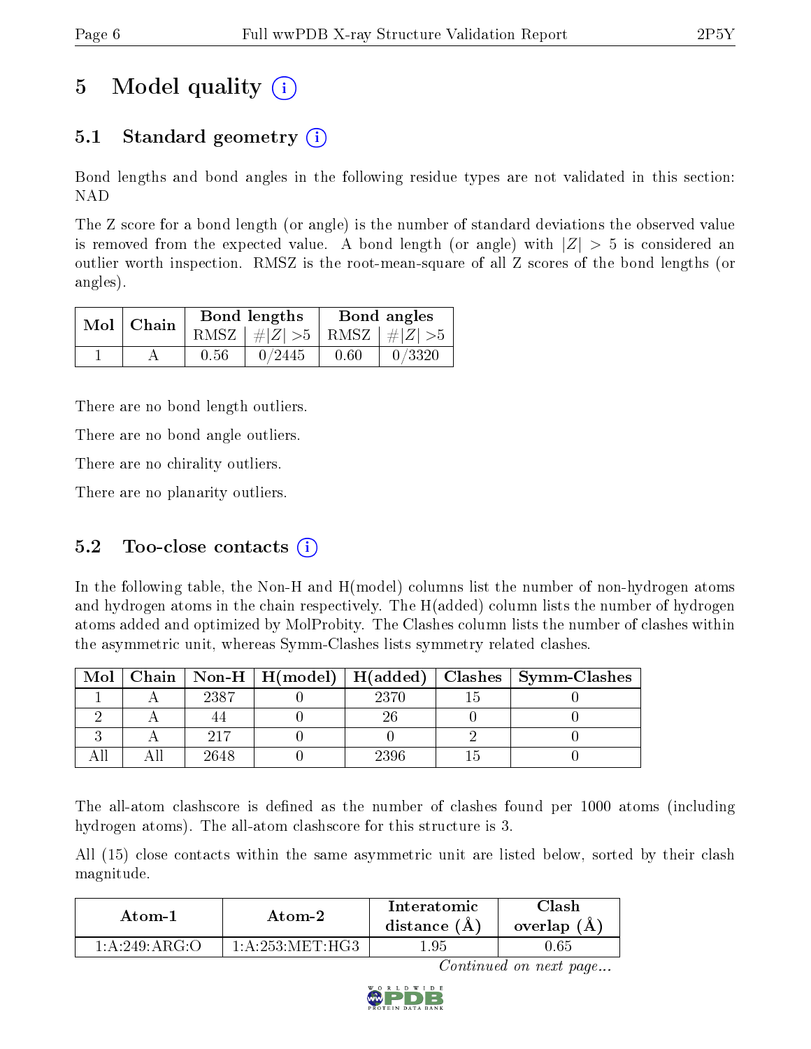# 5 Model quality (i)

## 5.1 Standard geometry (i)

Bond lengths and bond angles in the following residue types are not validated in this section: NAD

The Z score for a bond length (or angle) is the number of standard deviations the observed value is removed from the expected value. A bond length (or angle) with $|Z| > 5$ is considered an outlier worth inspection. RMSZ is the root-mean-square of all Z scores of the bond lengths (or angles).

| Mol | Chain | Bond lengths | | Bond angles | |
|---|---|---|---|---|---|
| | | RMSZ | $\#\|Z\| > 5$ | RMSZ | $\#\|Z\| > 5$ |
| 1 | A | 0.56 | 0/2445 | 0.60 | 0/3320 |

There are no bond length outliers.

There are no bond angle outliers.

There are no chirality outliers.

There are no planarity outliers.

## 5.2 Too-close contacts (i)

In the following table, the Non-H and H(model) columns list the number of non-hydrogen atoms and hydrogen atoms in the chain respectively. The H(added) column lists the number of hydrogen atoms added and optimized by MolProbity. The Clashes column lists the number of clashes within the asymmetric unit, whereas Symm-Clashes lists symmetry related clashes.

| Mol | Chain | Non-H | H(model) | H(added) | Clashes | Symm-Clashes |
|---|---|---|---|---|---|---|
| 1 | A | 2387 | 0 | 2370 | 15 | 0 |
| 2 | A | 44 | 0 | 26 | 0 | 0 |
| 3 | A | 217 | 0 | 0 | 2 | 0 |
| All | All | 2648 | 0 | 2396 | 15 | 0 |

The all-atom clashscore is defined as the number of clashes found per 1000 atoms (including hydrogen atoms). The all-atom clashscore for this structure is 3.

All (15) close contacts within the same asymmetric unit are listed below, sorted by their clash magnitude.

| Atom-1 | Atom-2 | Interatomic distance (Å) | Clash overlap (Å) |
|---|---|---|---|
| 1:A:249:ARG:O | 1:A:253:MET:HG3 | 1.95 | 0.65 |

*Continued on next page...*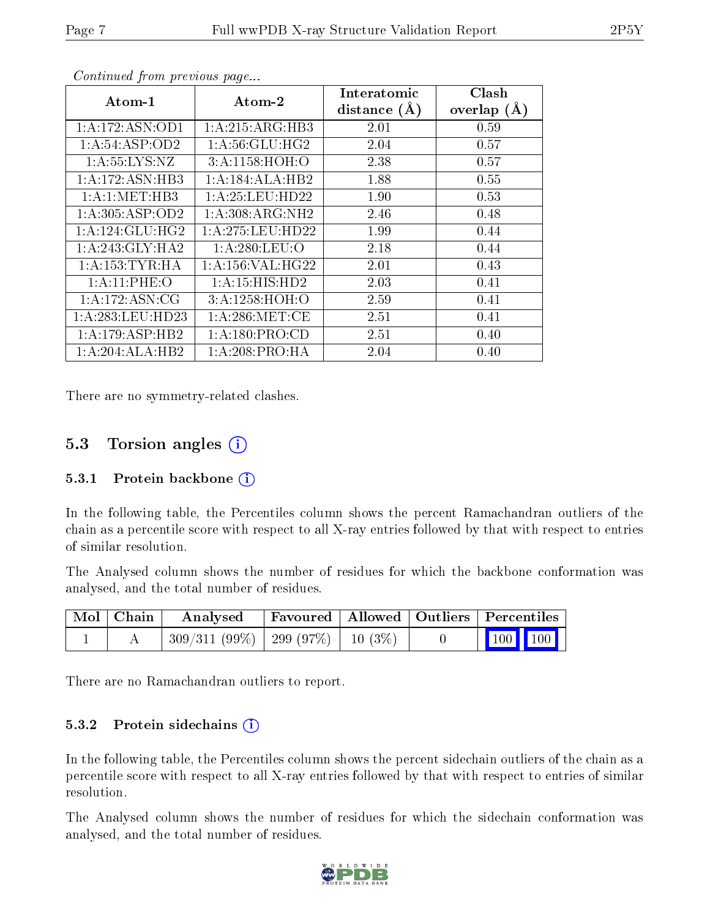*Continued from previous page...*

| Atom-1 | Atom-2 | Interatomic distance (Å) | Clash overlap (Å) |
|---|---|---|---|
| 1:A:172:ASN:OD1 | 1:A:215:ARG:HB3 | 2.01 | 0.59 |
| 1:A:54:ASP:OD2 | 1:A:56:GLU:HG2 | 2.04 | 0.57 |
| 1:A:55:LYS:NZ | 3:A:1158:HOH:O | 2.38 | 0.57 |
| 1:A:172:ASN:HB3 | 1:A:184:ALA:HB2 | 1.88 | 0.55 |
| 1:A:1:MET:HB3 | 1:A:25:LEU:HD22 | 1.90 | 0.53 |
| 1:A:305:ASP:OD2 | 1:A:308:ARG:NH2 | 2.46 | 0.48 |
| 1:A:124:GLU:HG2 | 1:A:275:LEU:HD22 | 1.99 | 0.44 |
| 1:A:243:GLY:HA2 | 1:A:280:LEU:O | 2.18 | 0.44 |
| 1:A:153:TYR:HA | 1:A:156:VAL:HG22 | 2.01 | 0.43 |
| 1:A:11:PHE:O | 1:A:15:HIS:HD2 | 2.03 | 0.41 |
| 1:A:172:ASN:CG | 3:A:1258:HOH:O | 2.59 | 0.41 |
| 1:A:283:LEU:HD23 | 1:A:286:MET:CE | 2.51 | 0.41 |
| 1:A:179:ASP:HB2 | 1:A:180:PRO:CD | 2.51 | 0.40 |
| 1:A:204:ALA:HB2 | 1:A:208:PRO:HA | 2.04 | 0.40 |

There are no symmetry-related clashes.

## 5.3 Torsion angles

### 5.3.1 Protein backbone

In the following table, the Percentiles column shows the percent Ramachandran outliers of the chain as a percentile score with respect to all X-ray entries followed by that with respect to entries of similar resolution.

The Analysed column shows the number of residues for which the backbone conformation was analysed, and the total number of residues.

| Mol | Chain | Analysed | Favoured | Allowed | Outliers | Percentiles | |
|---|---|---|---|---|---|---|---|
| 1 | A | 309/311 (99%) | 299 (97%) | 10 (3%) | 0 | 100 | 100 |

There are no Ramachandran outliers to report.

### 5.3.2 Protein sidechains

In the following table, the Percentiles column shows the percent sidechain outliers of the chain as a percentile score with respect to all X-ray entries followed by that with respect to entries of similar resolution.

The Analysed column shows the number of residues for which the sidechain conformation was analysed, and the total number of residues.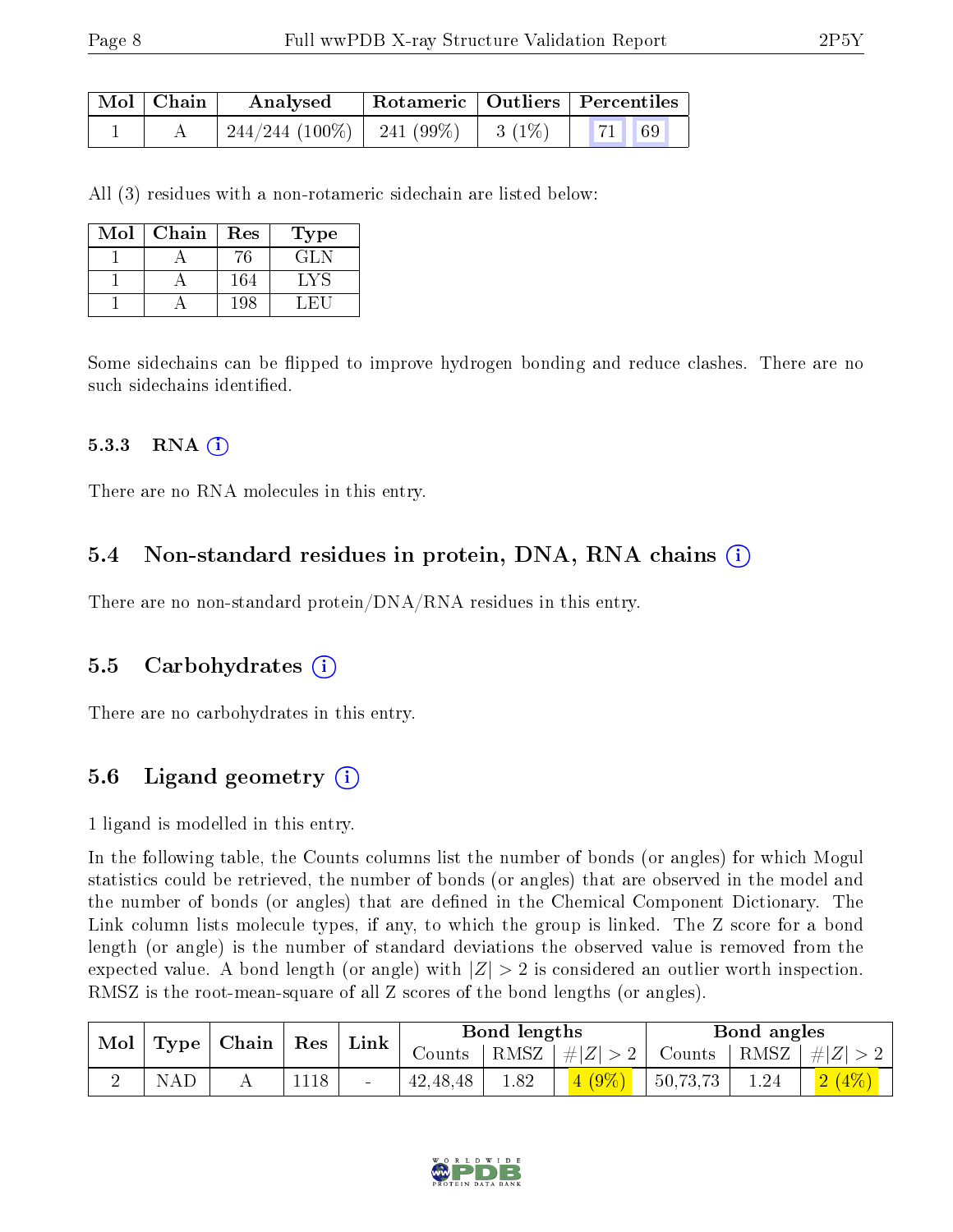| Mol | Chain | Analysed | Rotameric | Outliers | Percentiles | |
|---|---|---|---|---|---|---|
| 1 | A | 244/244 (100%) | 241 (99%) | 3 (1%) | 71 | 69 |

All (3) residues with a non-rotameric sidechain are listed below:

| Mol | Chain | Res | Type |
|---|---|---|---|
| 1 | A | 76 | GLN |
| 1 | A | 164 | LYS |
| 1 | A | 198 | LEU |

Some sidechains can be flipped to improve hydrogen bonding and reduce clashes. There are no such sidechains identified.

#### 5.3.3 RNA (i)

There are no RNA molecules in this entry.

### 5.4 Non-standard residues in protein, DNA, RNA chains (i)

There are no non-standard protein/DNA/RNA residues in this entry.

### 5.5 Carbohydrates (i)

There are no carbohydrates in this entry.

### 5.6 Ligand geometry (i)

1 ligand is modelled in this entry.

In the following table, the Counts columns list the number of bonds (or angles) for which Mogul statistics could be retrieved, the number of bonds (or angles) that are observed in the model and the number of bonds (or angles) that are defined in the Chemical Component Dictionary. The Link column lists molecule types, if any, to which the group is linked. The Z score for a bond length (or angle) is the number of standard deviations the observed value is removed from the expected value. A bond length (or angle) with $|Z| > 2$ is considered an outlier worth inspection. RMSZ is the root-mean-square of all Z scores of the bond lengths (or angles).

| Mol | Type | Chain | Res | Link | Bond lengths | | | Bond angles | | |
|---|---|---|---|---|---|---|---|---|---|---|
| | | | | | Counts | RMSZ | $\#\|Z\| > 2$ | Counts | RMSZ | $\#\|Z\| > 2$ |
| 2 | NAD | A | 1118 | - | 42,48,48 | 1.82 | 4 (9%) | 50,73,73 | 1.24 | 2 (4%) |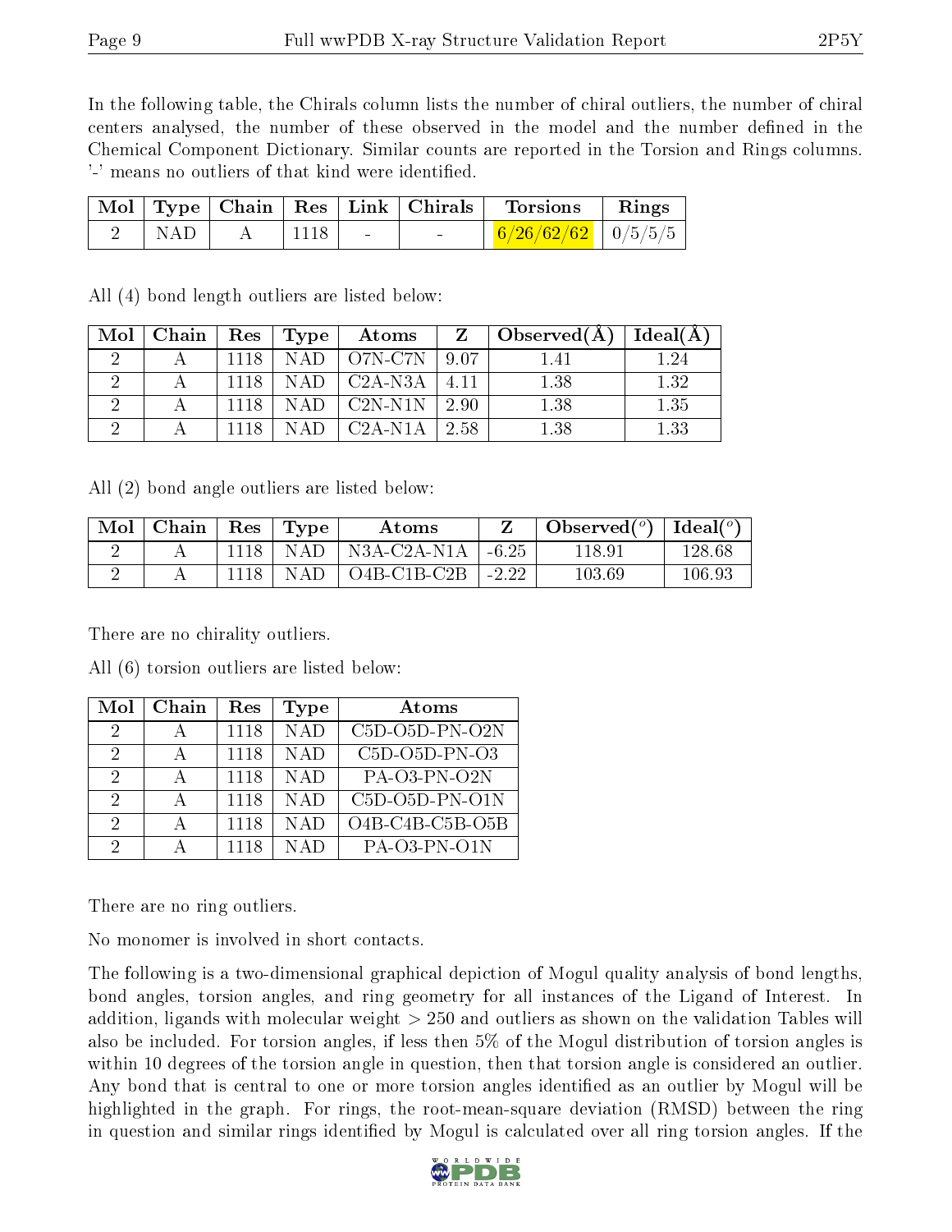In the following table, the Chirals column lists the number of chiral outliers, the number of chiral centers analysed, the number of these observed in the model and the number defined in the Chemical Component Dictionary. Similar counts are reported in the Torsion and Rings columns. '-' means no outliers of that kind were identified.

| Mol | Type | Chain | Res | Link | Chirals | Torsions | Rings |
|---|---|---|---|---|---|---|---|
| 2 | NAD | A | 1118 | - | - | 6/26/62/62 | 0/5/5/5 |

All (4) bond length outliers are listed below:

| Mol | Chain | Res | Type | Atoms | Z | Observed(Å) | Ideal(Å) |
|---|---|---|---|---|---|---|---|
| 2 | A | 1118 | NAD | O7N-C7N | 9.07 | 1.41 | 1.24 |
| 2 | A | 1118 | NAD | C2A-N3A | 4.11 | 1.38 | 1.32 |
| 2 | A | 1118 | NAD | C2N-N1N | 2.90 | 1.38 | 1.35 |
| 2 | A | 1118 | NAD | C2A-N1A | 2.58 | 1.38 | 1.33 |

All (2) bond angle outliers are listed below:

| Mol | Chain | Res | Type | Atoms | Z | Observed($^o$) | Ideal($^o$) |
|---|---|---|---|---|---|---|---|
| 2 | A | 1118 | NAD | N3A-C2A-N1A | -6.25 | 118.91 | 128.68 |
| 2 | A | 1118 | NAD | O4B-C1B-C2B | -2.22 | 103.69 | 106.93 |

There are no chirality outliers.

All (6) torsion outliers are listed below:

| Mol | Chain | Res | Type | Atoms |
|---|---|---|---|---|
| 2 | A | 1118 | NAD | C5D-O5D-PN-O2N |
| 2 | A | 1118 | NAD | C5D-O5D-PN-O3 |
| 2 | A | 1118 | NAD | PA-O3-PN-O2N |
| 2 | A | 1118 | NAD | C5D-O5D-PN-O1N |
| 2 | A | 1118 | NAD | O4B-C4B-C5B-O5B |
| 2 | A | 1118 | NAD | PA-O3-PN-O1N |

There are no ring outliers.

No monomer is involved in short contacts.

The following is a two-dimensional graphical depiction of Mogul quality analysis of bond lengths, bond angles, torsion angles, and ring geometry for all instances of the Ligand of Interest. In addition, ligands with molecular weight > 250 and outliers as shown on the validation Tables will also be included. For torsion angles, if less then 5% of the Mogul distribution of torsion angles is within 10 degrees of the torsion angle in question, then that torsion angle is considered an outlier. Any bond that is central to one or more torsion angles identified as an outlier by Mogul will be highlighted in the graph. For rings, the root-mean-square deviation (RMSD) between the ring in question and similar rings identified by Mogul is calculated over all ring torsion angles. If the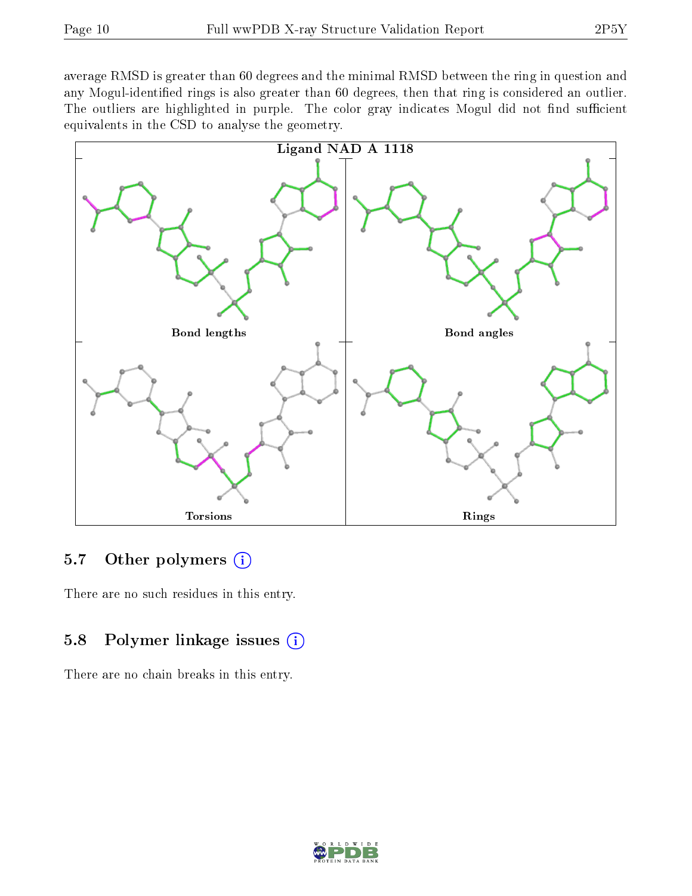average RMSD is greater than 60 degrees and the minimal RMSD between the ring in question and any Mogul-identified rings is also greater than 60 degrees, then that ring is considered an outlier. The outliers are highlighted in purple. The color gray indicates Mogul did not find sufficient equivalents in the CSD to analyse the geometry.

Ligand NAD A 1118

Bond lengths

Bond angles

Torsions

Rings

## 5.7 Other polymers

There are no such residues in this entry.

## 5.8 Polymer linkage issues

There are no chain breaks in this entry.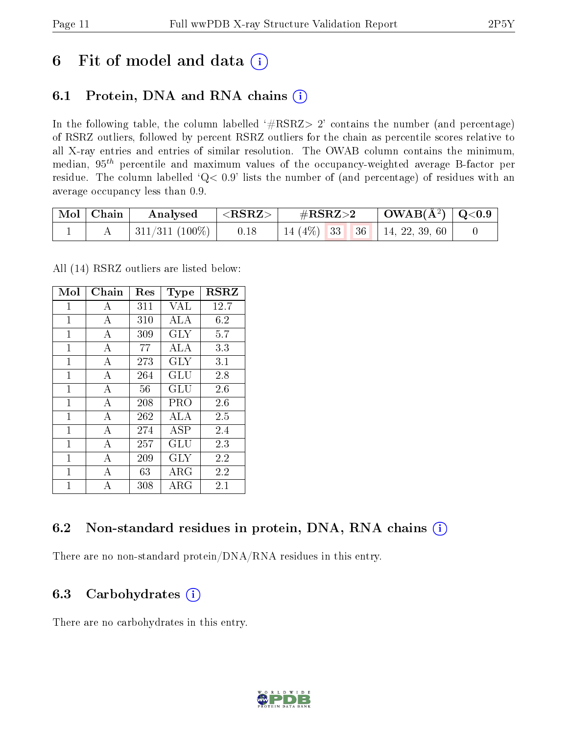# 6 Fit of model and data

## 6.1 Protein, DNA and RNA chains

In the following table, the column labelled '#RSRZ> 2' contains the number (and percentage) of RSRZ outliers, followed by percent RSRZ outliers for the chain as percentile scores relative to all X-ray entries and entries of similar resolution. The OWAB column contains the minimum, median, $95^{th}$ percentile and maximum values of the occupancy-weighted average B-factor per residue. The column labelled 'Q< 0.9' lists the number of (and percentage) of residues with an average occupancy less than 0.9.

| Mol | Chain | Analysed | <RSRZ> | #RSRZ>2 | | | OWAB(Å$^2$) | Q<0.9 |
|---|---|---|---|---|---|---|---|---|
| 1 | A | 311/311 (100%) | 0.18 | 14 (4%) | 33 | 36 | 14, 22, 39, 60 | 0 |

All (14) RSRZ outliers are listed below:

| Mol | Chain | Res | Type | RSRZ |
|---|---|---|---|---|
| 1 | A | 311 | VAL | 12.7 |
| 1 | A | 310 | ALA | 6.2 |
| 1 | A | 309 | GLY | 5.7 |
| 1 | A | 77 | ALA | 3.3 |
| 1 | A | 273 | GLY | 3.1 |
| 1 | A | 264 | GLU | 2.8 |
| 1 | A | 56 | GLU | 2.6 |
| 1 | A | 208 | PRO | 2.6 |
| 1 | A | 262 | ALA | 2.5 |
| 1 | A | 274 | ASP | 2.4 |
| 1 | A | 257 | GLU | 2.3 |
| 1 | A | 209 | GLY | 2.2 |
| 1 | A | 63 | ARG | 2.2 |
| 1 | A | 308 | ARG | 2.1 |

## 6.2 Non-standard residues in protein, DNA, RNA chains

There are no non-standard protein/DNA/RNA residues in this entry.

## 6.3 Carbohydrates

There are no carbohydrates in this entry.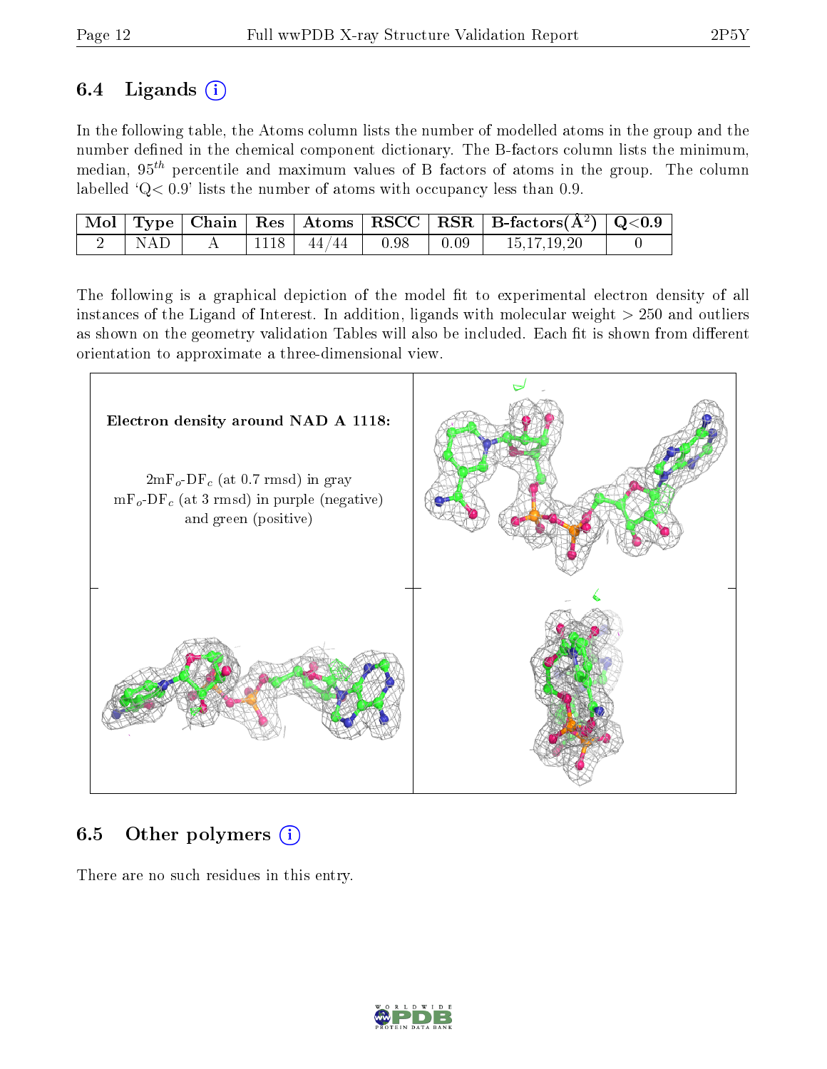## 6.4 Ligands (i)

In the following table, the Atoms column lists the number of modelled atoms in the group and the number defined in the chemical component dictionary. The B-factors column lists the minimum, median, $95^{th}$ percentile and maximum values of B factors of atoms in the group. The column labelled 'Q< 0.9' lists the number of atoms with occupancy less than 0.9.

| Mol | Type | Chain | Res | Atoms | RSCC | RSR | B-factors($Å^2$) | Q<0.9 |
|---|---|---|---|---|---|---|---|---|
| 2 | NAD | A | 1118 | 44/44 | 0.98 | 0.09 | 15,17,19,20 | 0 |

The following is a graphical depiction of the model fit to experimental electron density of all instances of the Ligand of Interest. In addition, ligands with molecular weight > 250 and outliers as shown on the geometry validation Tables will also be included. Each fit is shown from different orientation to approximate a three-dimensional view.

Electron density around NAD A 1118:

$2mF_o$-$DF_c$ (at 0.7 rmsd) in gray
$mF_o$-$DF_c$ (at 3 rmsd) in purple (negative) and green (positive)

## 6.5 Other polymers (i)

There are no such residues in this entry.